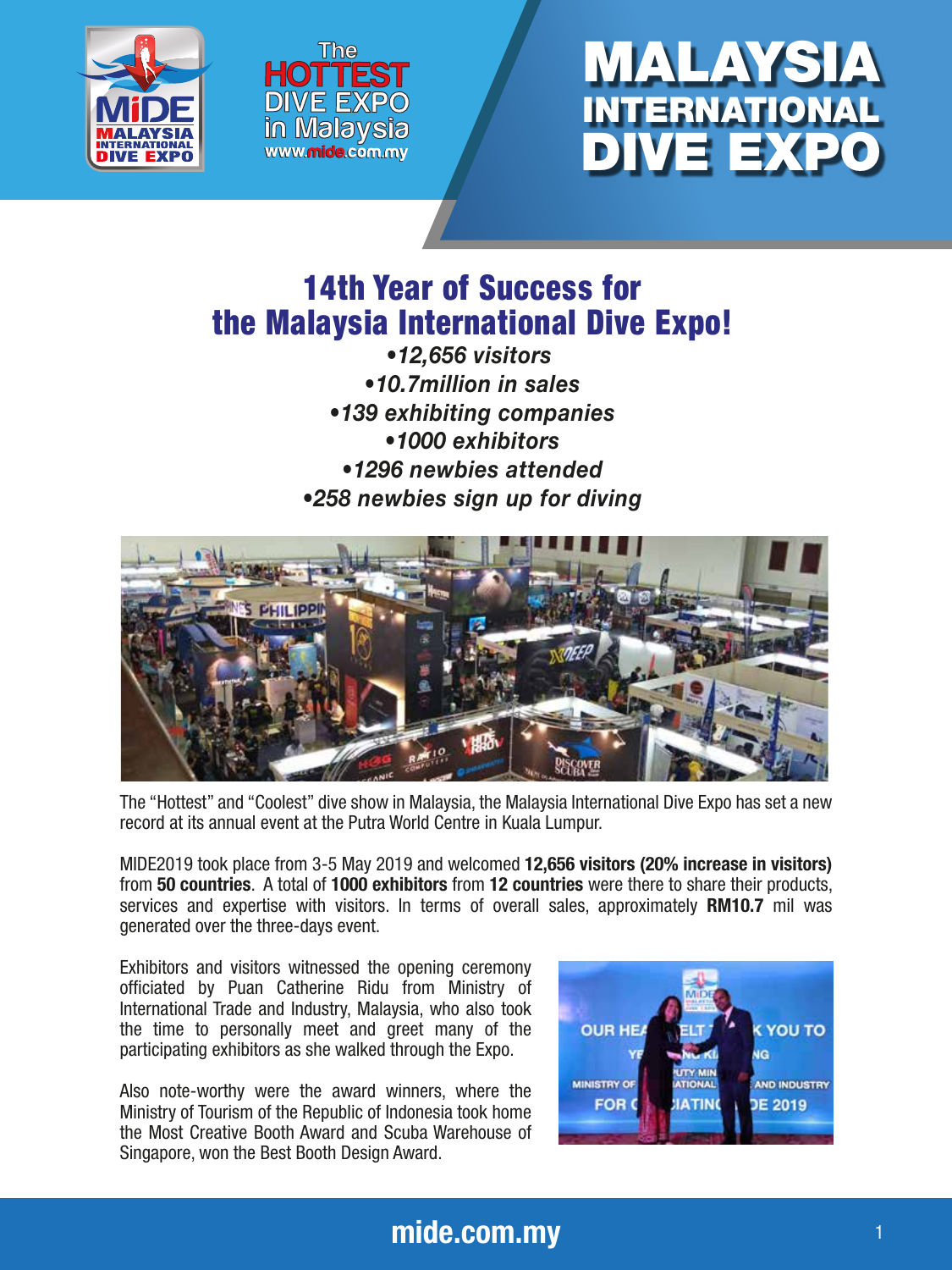# MALAYSIA INTERNATIONAL DIVE EXPO

The HOTTEST DIVE EXPO in Malaysia
www.mide.com.my

## 14th Year of Success for the Malaysia International Dive Expo!

*•12,656 visitors*
*•10.7million in sales*
*•139 exhibiting companies*
*•1000 exhibitors*
*•1296 newbies attended*
*•258 newbies sign up for diving*

The "Hottest" and "Coolest" dive show in Malaysia, the Malaysia International Dive Expo has set a new record at its annual event at the Putra World Centre in Kuala Lumpur.

MIDE2019 took place from 3-5 May 2019 and welcomed **12,656 visitors (20% increase in visitors)** from **50 countries**. A total of **1000 exhibitors** from **12 countries** were there to share their products, services and expertise with visitors. In terms of overall sales, approximately **RM10.7** mil was generated over the three-days event.

Exhibitors and visitors witnessed the opening ceremony officiated by Puan Catherine Ridu from Ministry of International Trade and Industry, Malaysia, who also took the time to personally meet and greet many of the participating exhibitors as she walked through the Expo.

Also note-worthy were the award winners, where the Ministry of Tourism of the Republic of Indonesia took home the Most Creative Booth Award and Scuba Warehouse of Singapore, won the Best Booth Design Award.

mide.com.my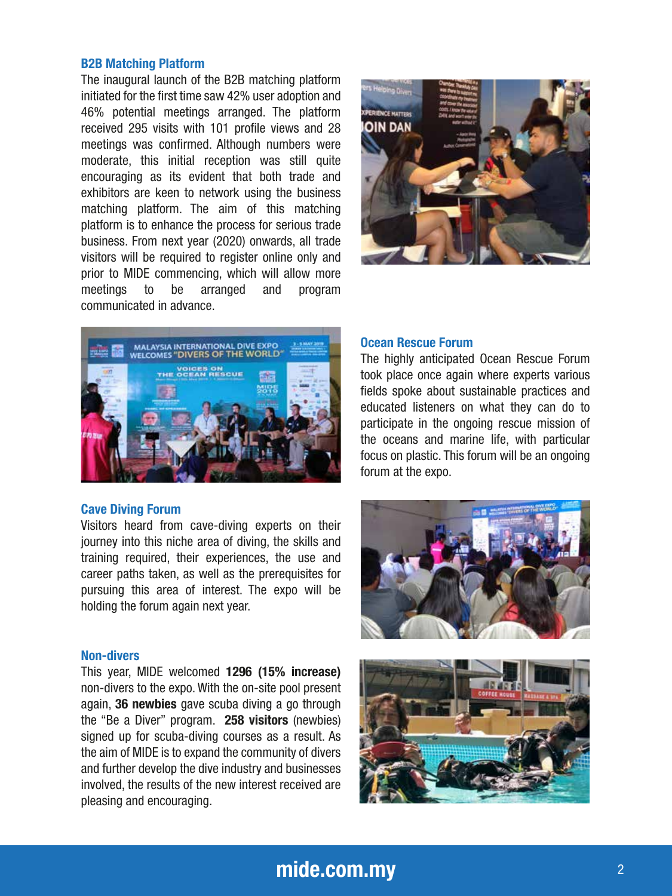## B2B Matching Platform

The inaugural launch of the B2B matching platform initiated for the first time saw 42% user adoption and 46% potential meetings arranged. The platform received 295 visits with 101 profile views and 28 meetings was confirmed. Although numbers were moderate, this initial reception was still quite encouraging as its evident that both trade and exhibitors are keen to network using the business matching platform. The aim of this matching platform is to enhance the process for serious trade business. From next year (2020) onwards, all trade visitors will be required to register online only and prior to MIDE commencing, which will allow more meetings to be arranged and program communicated in advance.

## Ocean Rescue Forum

The highly anticipated Ocean Rescue Forum took place once again where experts various fields spoke about sustainable practices and educated listeners on what they can do to participate in the ongoing rescue mission of the oceans and marine life, with particular focus on plastic. This forum will be an ongoing forum at the expo.

## Cave Diving Forum

Visitors heard from cave-diving experts on their journey into this niche area of diving, the skills and training required, their experiences, the use and career paths taken, as well as the prerequisites for pursuing this area of interest. The expo will be holding the forum again next year.

## Non-divers

This year, MIDE welcomed **1296 (15% increase)** non-divers to the expo. With the on-site pool present again, **36 newbies** gave scuba diving a go through the "Be a Diver" program. **258 visitors** (newbies) signed up for scuba-diving courses as a result. As the aim of MIDE is to expand the community of divers and further develop the dive industry and businesses involved, the results of the new interest received are pleasing and encouraging.

mide.com.my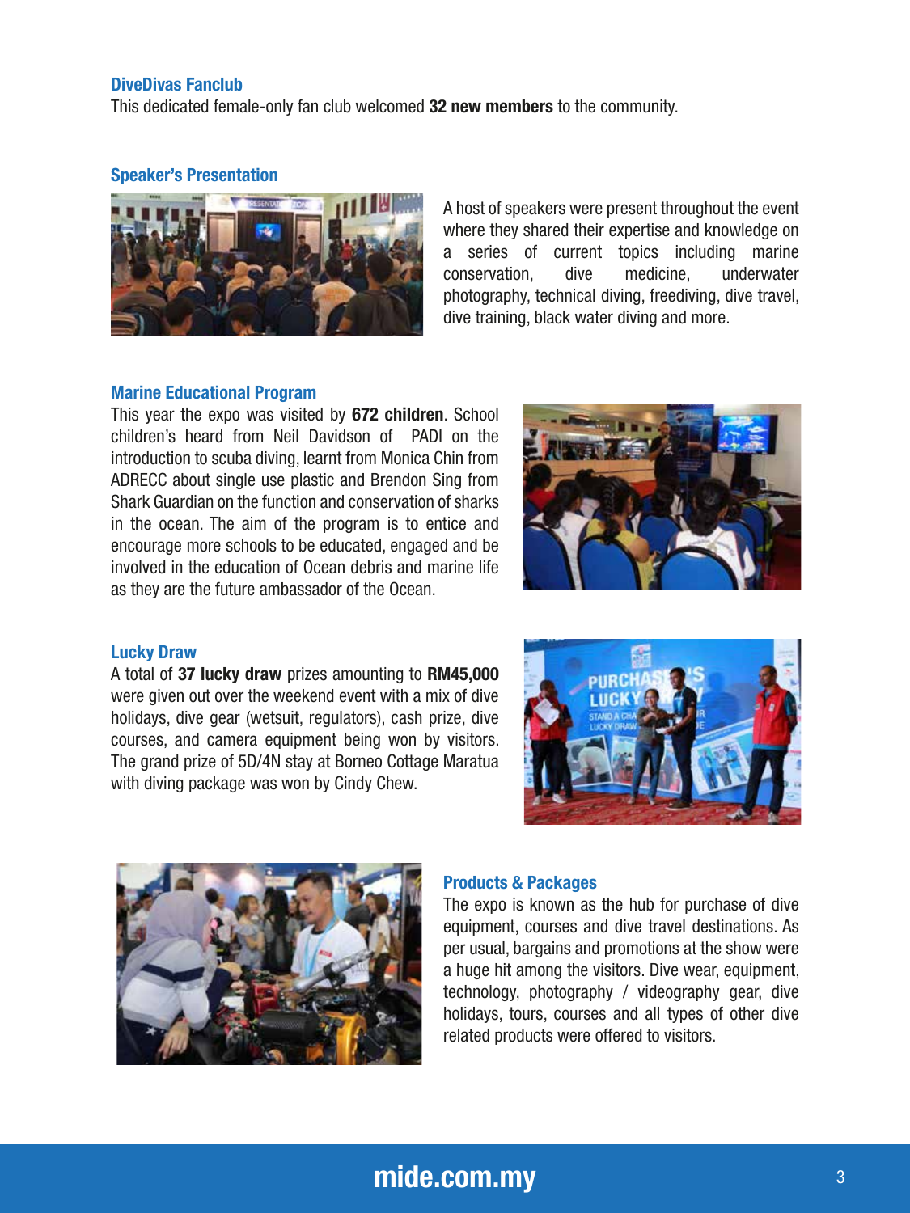## DiveDivas Fanclub

This dedicated female-only fan club welcomed **32 new members** to the community.

## Speaker's Presentation

A host of speakers were present throughout the event where they shared their expertise and knowledge on a series of current topics including marine conservation, dive medicine, underwater photography, technical diving, freediving, dive travel, dive training, black water diving and more.

## Marine Educational Program

This year the expo was visited by **672 children**. School children's heard from Neil Davidson of PADI on the introduction to scuba diving, learnt from Monica Chin from ADRECC about single use plastic and Brendon Sing from Shark Guardian on the function and conservation of sharks in the ocean. The aim of the program is to entice and encourage more schools to be educated, engaged and be involved in the education of Ocean debris and marine life as they are the future ambassador of the Ocean.

## Lucky Draw

A total of **37 lucky draw** prizes amounting to **RM45,000** were given out over the weekend event with a mix of dive holidays, dive gear (wetsuit, regulators), cash prize, dive courses, and camera equipment being won by visitors. The grand prize of 5D/4N stay at Borneo Cottage Maratua with diving package was won by Cindy Chew.

## Products & Packages

The expo is known as the hub for purchase of dive equipment, courses and dive travel destinations. As per usual, bargains and promotions at the show were a huge hit among the visitors. Dive wear, equipment, technology, photography / videography gear, dive holidays, tours, courses and all types of other dive related products were offered to visitors.

mide.com.my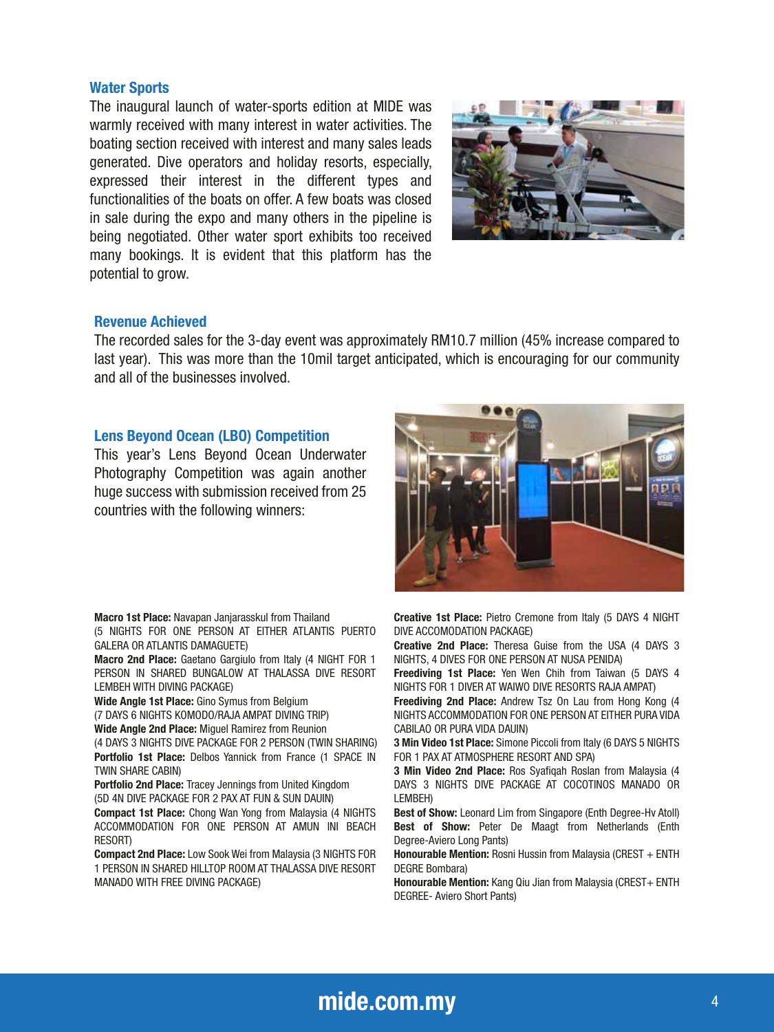## Water Sports

The inaugural launch of water-sports edition at MIDE was warmly received with many interest in water activities. The boating section received with interest and many sales leads generated. Dive operators and holiday resorts, especially, expressed their interest in the different types and functionalities of the boats on offer. A few boats was closed in sale during the expo and many others in the pipeline is being negotiated. Other water sport exhibits too received many bookings. It is evident that this platform has the potential to grow.

## Revenue Achieved

The recorded sales for the 3-day event was approximately RM10.7 million (45% increase compared to last year). This was more than the 10mil target anticipated, which is encouraging for our community and all of the businesses involved.

## Lens Beyond Ocean (LBO) Competition

This year's Lens Beyond Ocean Underwater Photography Competition was again another huge success with submission received from 25 countries with the following winners:

**Macro 1st Place:** Navapan Janjarasskul from Thailand (5 NIGHTS FOR ONE PERSON AT EITHER ATLANTIS PUERTO GALERA OR ATLANTIS DAMAGUETE)

**Macro 2nd Place:** Gaetano Gargiulo from Italy (4 NIGHT FOR 1 PERSON IN SHARED BUNGALOW AT THALASSA DIVE RESORT LEMBEH WITH DIVING PACKAGE)

**Wide Angle 1st Place:** Gino Symus from Belgium (7 DAYS 6 NIGHTS KOMODO/RAJA AMPAT DIVING TRIP)

**Wide Angle 2nd Place:** Miguel Ramirez from Reunion (4 DAYS 3 NIGHTS DIVE PACKAGE FOR 2 PERSON (TWIN SHARING)

**Portfolio 1st Place:** Delbos Yannick from France (1 SPACE IN TWIN SHARE CABIN)

**Portfolio 2nd Place:** Tracey Jennings from United Kingdom (5D 4N DIVE PACKAGE FOR 2 PAX AT FUN & SUN DAUIN)

**Compact 1st Place:** Chong Wan Yong from Malaysia (4 NIGHTS ACCOMMODATION FOR ONE PERSON AT AMUN INI BEACH RESORT)

**Compact 2nd Place:** Low Sook Wei from Malaysia (3 NIGHTS FOR 1 PERSON IN SHARED HILLTOP ROOM AT THALASSA DIVE RESORT MANADO WITH FREE DIVING PACKAGE)

**Creative 1st Place:** Pietro Cremone from Italy (5 DAYS 4 NIGHT DIVE ACCOMODATION PACKAGE)

**Creative 2nd Place:** Theresa Guise from the USA (4 DAYS 3 NIGHTS, 4 DIVES FOR ONE PERSON AT NUSA PENIDA)

**Freediving 1st Place:** Yen Wen Chih from Taiwan (5 DAYS 4 NIGHTS FOR 1 DIVER AT WAIWO DIVE RESORTS RAJA AMPAT)

**Freediving 2nd Place:** Andrew Tsz On Lau from Hong Kong (4 NIGHTS ACCOMMODATION FOR ONE PERSON AT EITHER PURA VIDA CABILAO OR PURA VIDA DAUIN)

**3 Min Video 1st Place:** Simone Piccoli from Italy (6 DAYS 5 NIGHTS FOR 1 PAX AT ATMOSPHERE RESORT AND SPA)

**3 Min Video 2nd Place:** Ros Syafiqah Roslan from Malaysia (4 DAYS 3 NIGHTS DIVE PACKAGE AT COCOTINOS MANADO OR LEMBEH)

**Best of Show:** Leonard Lim from Singapore (Enth Degree-Hv Atoll)

**Best of Show:** Peter De Maagt from Netherlands (Enth Degree-Aviero Long Pants)

**Honourable Mention:** Rosni Hussin from Malaysia (CREST + ENTH DEGRE Bombara)

**Honourable Mention:** Kang Qiu Jian from Malaysia (CREST+ ENTH DEGREE- Aviero Short Pants)

mide.com.my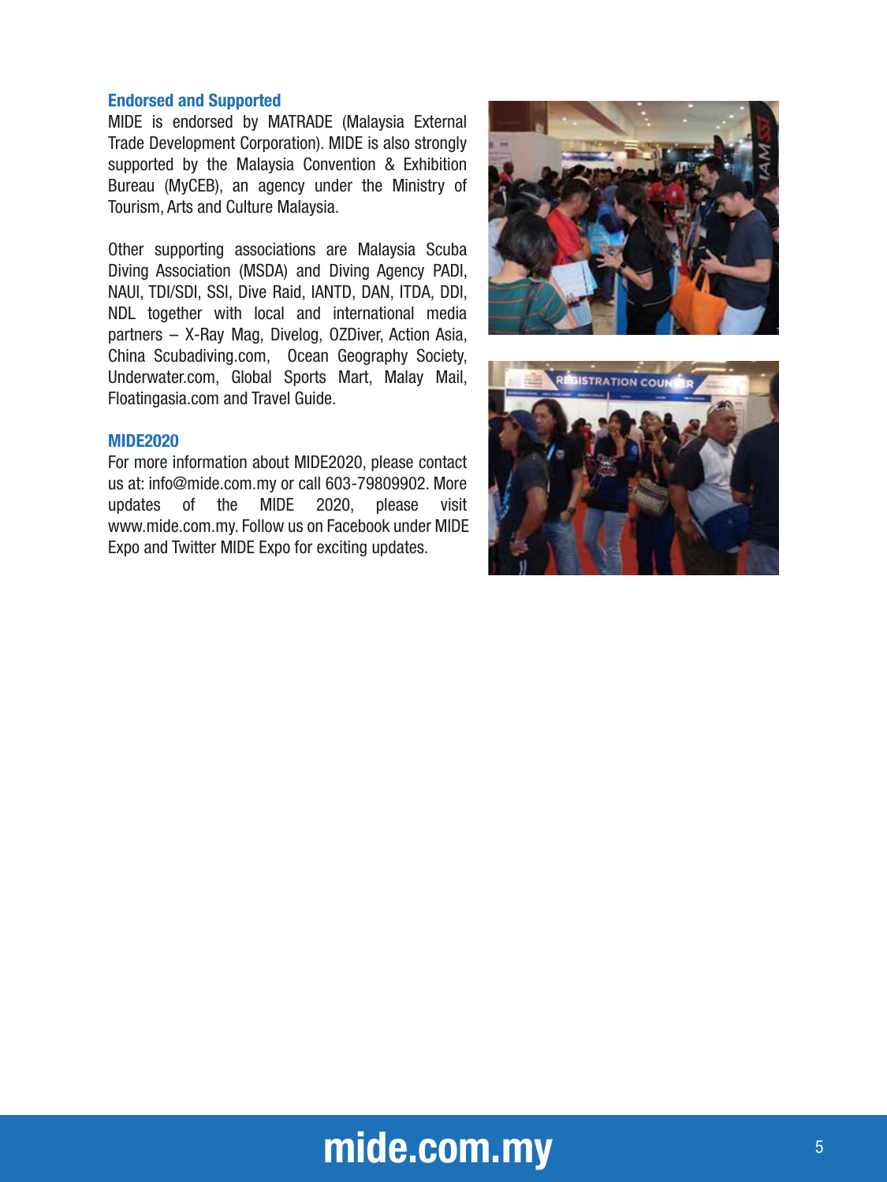### Endorsed and Supported

MIDE is endorsed by MATRADE (Malaysia External Trade Development Corporation). MIDE is also strongly supported by the Malaysia Convention & Exhibition Bureau (MyCEB), an agency under the Ministry of Tourism, Arts and Culture Malaysia.

Other supporting associations are Malaysia Scuba Diving Association (MSDA) and Diving Agency PADI, NAUI, TDI/SDI, SSI, Dive Raid, IANTD, DAN, ITDA, DDI, NDL together with local and international media partners – X-Ray Mag, Divelog, OZDiver, Action Asia, China Scubadiving.com, Ocean Geography Society, Underwater.com, Global Sports Mart, Malay Mail, Floatingasia.com and Travel Guide.

### MIDE2020

For more information about MIDE2020, please contact us at: info@mide.com.my or call 603-79809902. More updates of the MIDE 2020, please visit www.mide.com.my. Follow us on Facebook under MIDE Expo and Twitter MIDE Expo for exciting updates.

**mide.com.my**